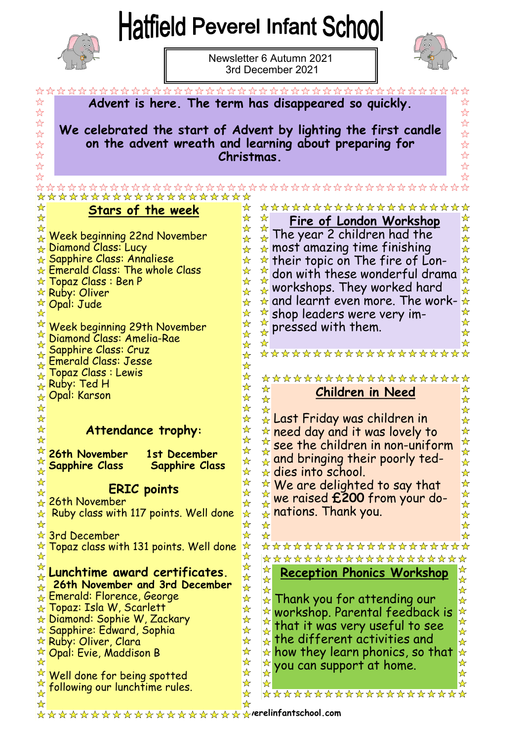# Hatfield Peverel Infant School

Newsletter 6 Autumn 2021
3rd December 2021

**Advent is here. The term has disappeared so quickly.**

**We celebrated the start of Advent by lighting the first candle on the advent wreath and learning about preparing for Christmas.**

## Stars of the week

Week beginning 22nd November
Diamond Class: Lucy
Sapphire Class: Annaliese
Emerald Class: The whole Class
Topaz Class : Ben P
Ruby: Oliver
Opal: Jude

Week beginning 29th November
Diamond Class: Amelia-Rae
Sapphire Class: Cruz
Emerald Class: Jesse
Topaz Class : Lewis
Ruby: Ted H
Opal: Karson

### Attendance trophy:

| 26th November | 1st December |
|---|---|
| Sapphire Class | Sapphire Class |

### ERIC points

26th November
Ruby class with 117 points. Well done

3rd December
Topaz class with 131 points. Well done

### Lunchtime award certificates.

**26th November and 3rd December**
Emerald: Florence, George
Topaz: Isla W, Scarlett
Diamond: Sophie W, Zackary
Sapphire: Edward, Sophia
Ruby: Oliver, Clara
Opal: Evie, Maddison B

Well done for being spotted following our lunchtime rules.

## Fire of London Workshop

The year 2 children had the most amazing time finishing their topic on The fire of London with these wonderful drama workshops. They worked hard and learnt even more. The workshop leaders were very impressed with them.

## Children in Need

Last Friday was children in need day and it was lovely to see the children in non-uniform and bringing their poorly teddies into school.
We are delighted to say that we raised **£200** from your donations. Thank you.

## Reception Phonics Workshop

Thank you for attending our workshop. Parental feedback is that it was very useful to see the different activities and how they learn phonics, so that you can support at home.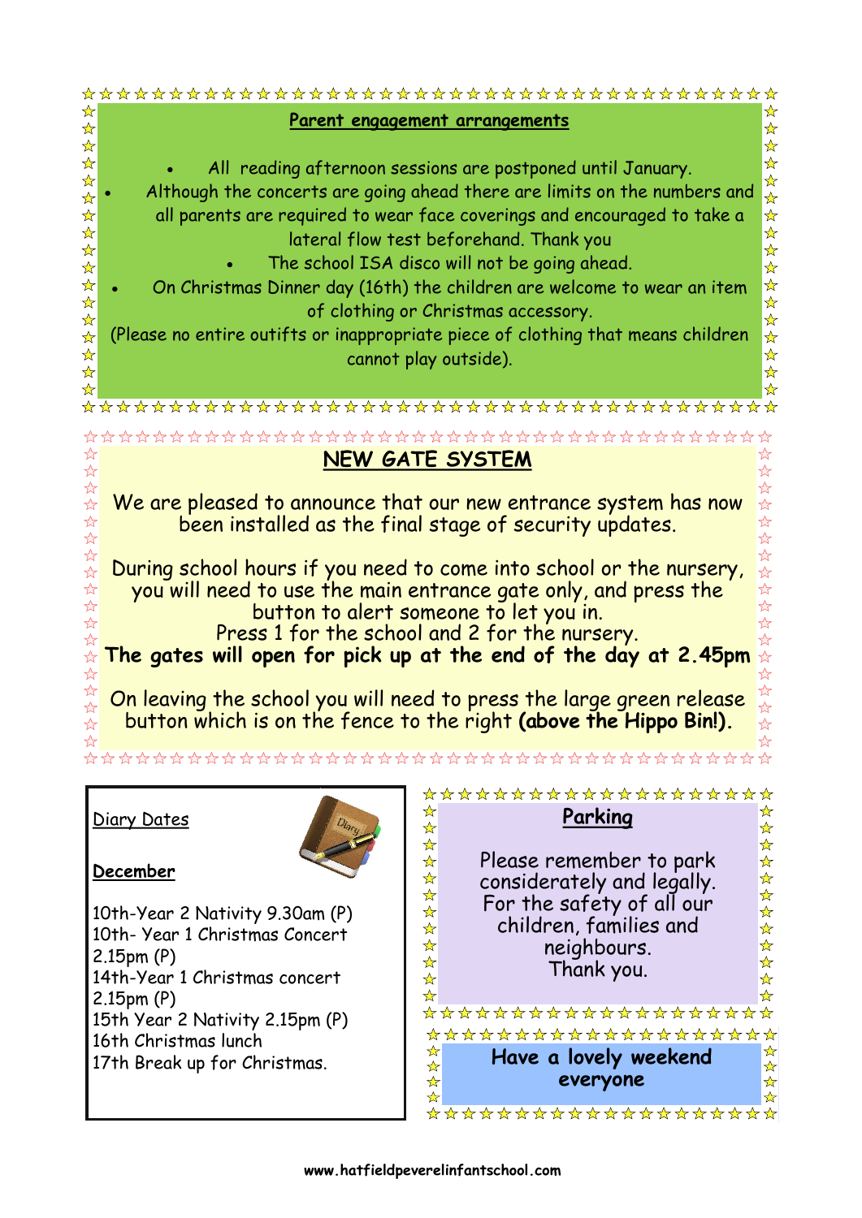## Parent engagement arrangements

- All reading afternoon sessions are postponed until January.
- Although the concerts are going ahead there are limits on the numbers and all parents are required to wear face coverings and encouraged to take a lateral flow test beforehand. Thank you
- The school ISA disco will not be going ahead.
- On Christmas Dinner day (16th) the children are welcome to wear an item of clothing or Christmas accessory.

(Please no entire outfits or inappropriate piece of clothing that means children cannot play outside).

## NEW GATE SYSTEM

We are pleased to announce that our new entrance system has now been installed as the final stage of security updates.

During school hours if you need to come into school or the nursery, you will need to use the main entrance gate only, and press the button to alert someone to let you in.
Press 1 for the school and 2 for the nursery.
**The gates will open for pick up at the end of the day at 2.45pm**

On leaving the school you will need to press the large green release button which is on the fence to the right **(above the Hippo Bin!).**

### Diary Dates

**December**

10th-Year 2 Nativity 9.30am (P)
10th- Year 1 Christmas Concert 2.15pm (P)
14th-Year 1 Christmas concert 2.15pm (P)
15th Year 2 Nativity 2.15pm (P)
16th Christmas lunch
17th Break up for Christmas.

### Parking

Please remember to park considerately and legally. For the safety of all our children, families and neighbours.
Thank you.

**Have a lovely weekend everyone**

**www.hatfieldpeverelinfantschool.com**